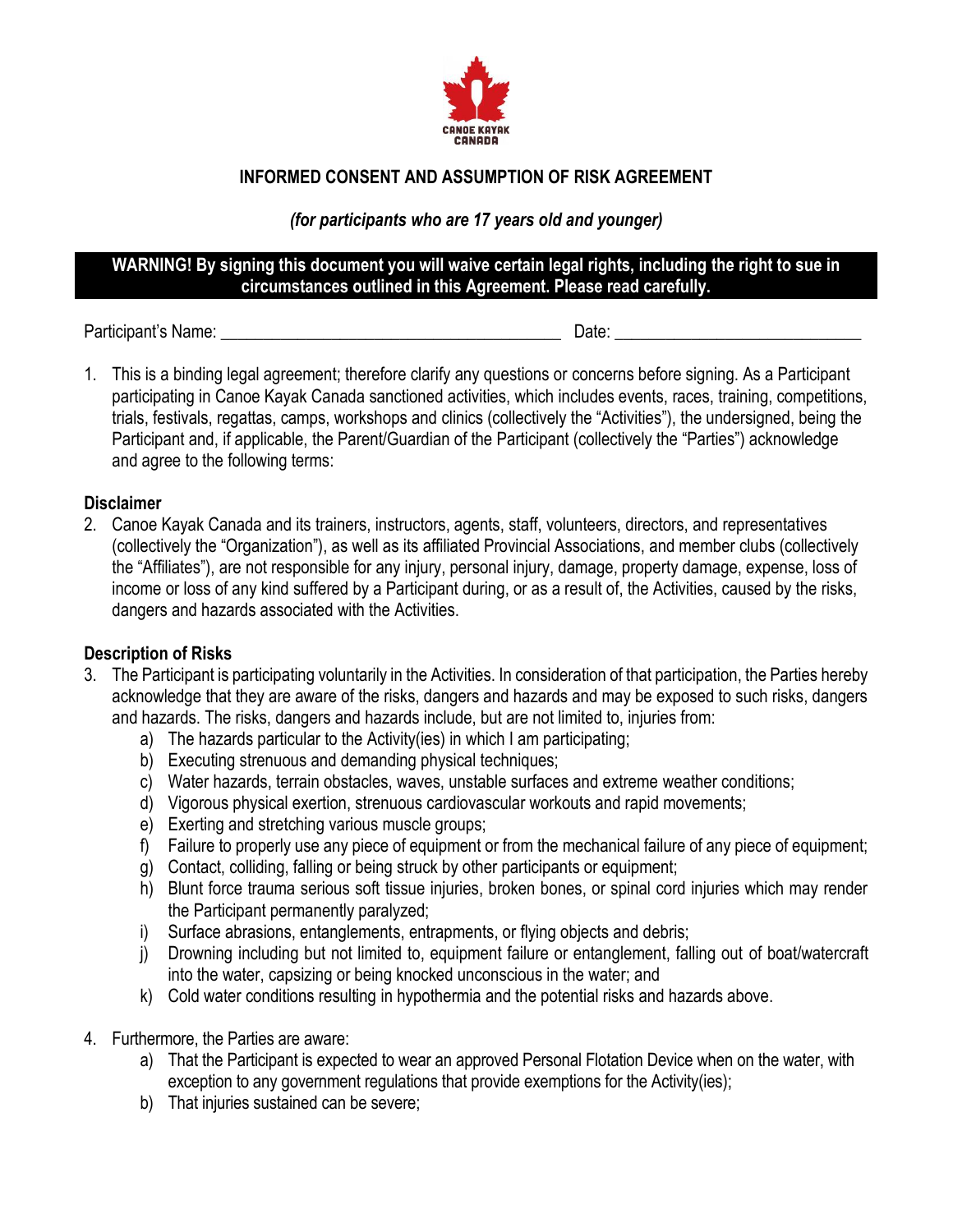CANOE KAYAK CANADA

# INFORMED CONSENT AND ASSUMPTION OF RISK AGREEMENT

***(for participants who are 17 years old and younger)***

**WARNING! By signing this document you will waive certain legal rights, including the right to sue in circumstances outlined in this Agreement. Please read carefully.**

Participant's Name: ________________________________________ Date: ____________________________

1. This is a binding legal agreement; therefore clarify any questions or concerns before signing. As a Participant participating in Canoe Kayak Canada sanctioned activities, which includes events, races, training, competitions, trials, festivals, regattas, camps, workshops and clinics (collectively the "Activities"), the undersigned, being the Participant and, if applicable, the Parent/Guardian of the Participant (collectively the "Parties") acknowledge and agree to the following terms:

### Disclaimer

2. Canoe Kayak Canada and its trainers, instructors, agents, staff, volunteers, directors, and representatives (collectively the "Organization"), as well as its affiliated Provincial Associations, and member clubs (collectively the "Affiliates"), are not responsible for any injury, personal injury, damage, property damage, expense, loss of income or loss of any kind suffered by a Participant during, or as a result of, the Activities, caused by the risks, dangers and hazards associated with the Activities.

### Description of Risks

3. The Participant is participating voluntarily in the Activities. In consideration of that participation, the Parties hereby acknowledge that they are aware of the risks, dangers and hazards and may be exposed to such risks, dangers and hazards. The risks, dangers and hazards include, but are not limited to, injuries from:
   a) The hazards particular to the Activity(ies) in which I am participating;
   b) Executing strenuous and demanding physical techniques;
   c) Water hazards, terrain obstacles, waves, unstable surfaces and extreme weather conditions;
   d) Vigorous physical exertion, strenuous cardiovascular workouts and rapid movements;
   e) Exerting and stretching various muscle groups;
   f) Failure to properly use any piece of equipment or from the mechanical failure of any piece of equipment;
   g) Contact, colliding, falling or being struck by other participants or equipment;
   h) Blunt force trauma serious soft tissue injuries, broken bones, or spinal cord injuries which may render the Participant permanently paralyzed;
   i) Surface abrasions, entanglements, entrapments, or flying objects and debris;
   j) Drowning including but not limited to, equipment failure or entanglement, falling out of boat/watercraft into the water, capsizing or being knocked unconscious in the water; and
   k) Cold water conditions resulting in hypothermia and the potential risks and hazards above.

4. Furthermore, the Parties are aware:
   a) That the Participant is expected to wear an approved Personal Flotation Device when on the water, with exception to any government regulations that provide exemptions for the Activity(ies);
   b) That injuries sustained can be severe;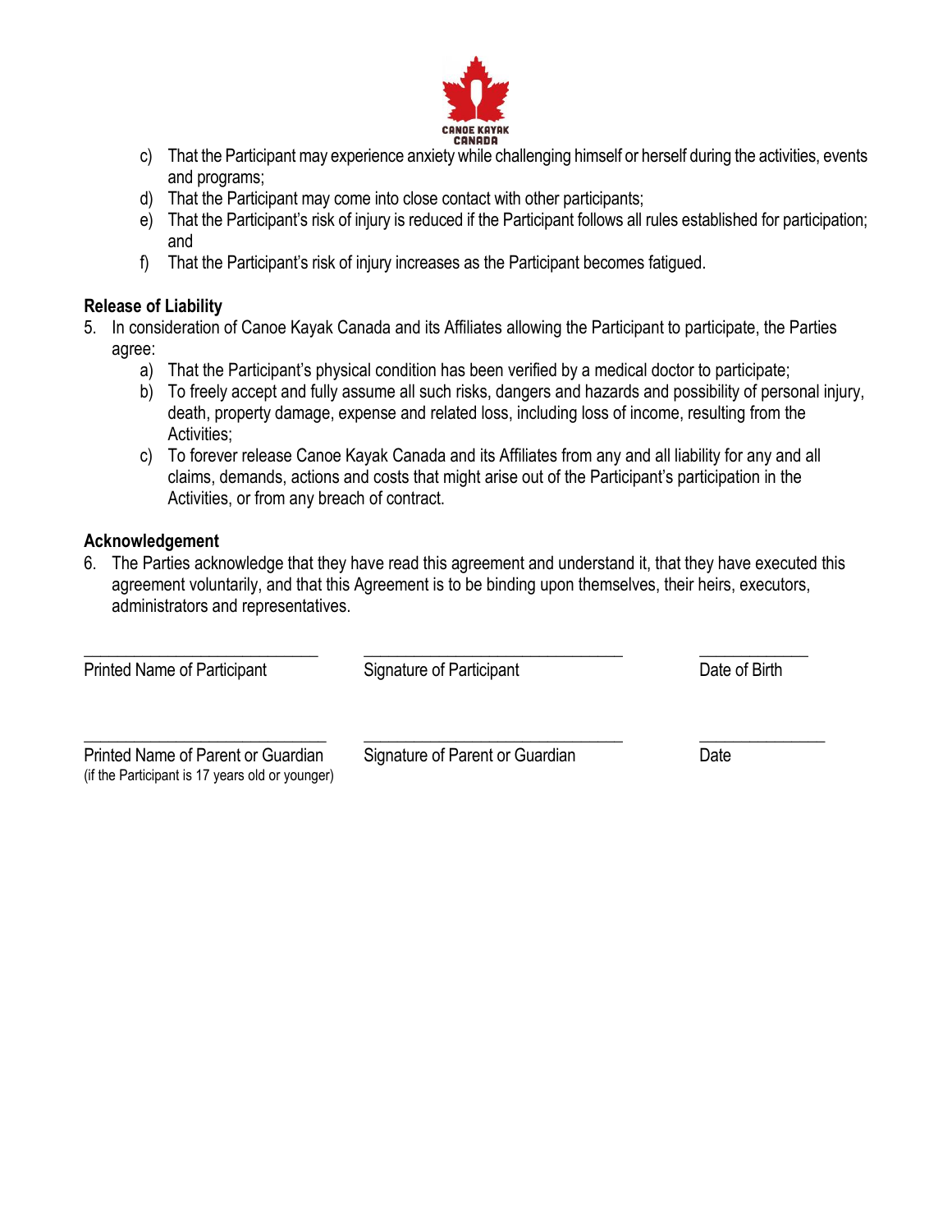c) That the Participant may experience anxiety while challenging himself or herself during the activities, events and programs;

d) That the Participant may come into close contact with other participants;

e) That the Participant's risk of injury is reduced if the Participant follows all rules established for participation; and

f) That the Participant's risk of injury increases as the Participant becomes fatigued.

**Release of Liability**

5. In consideration of Canoe Kayak Canada and its Affiliates allowing the Participant to participate, the Parties agree:

   a) That the Participant's physical condition has been verified by a medical doctor to participate;

   b) To freely accept and fully assume all such risks, dangers and hazards and possibility of personal injury, death, property damage, expense and related loss, including loss of income, resulting from the Activities;

   c) To forever release Canoe Kayak Canada and its Affiliates from any and all liability for any and all claims, demands, actions and costs that might arise out of the Participant's participation in the Activities, or from any breach of contract.

**Acknowledgement**

6. The Parties acknowledge that they have read this agreement and understand it, that they have executed this agreement voluntarily, and that this Agreement is to be binding upon themselves, their heirs, executors, administrators and representatives.

| | | |
|---|---|---|
| ____________________________ | ______________________________ | _____________ |
| Printed Name of Participant | Signature of Participant | Date of Birth |
| ____________________________ | ______________________________ | _____________ |
| Printed Name of Parent or Guardian (if the Participant is 17 years old or younger) | Signature of Parent or Guardian | Date |